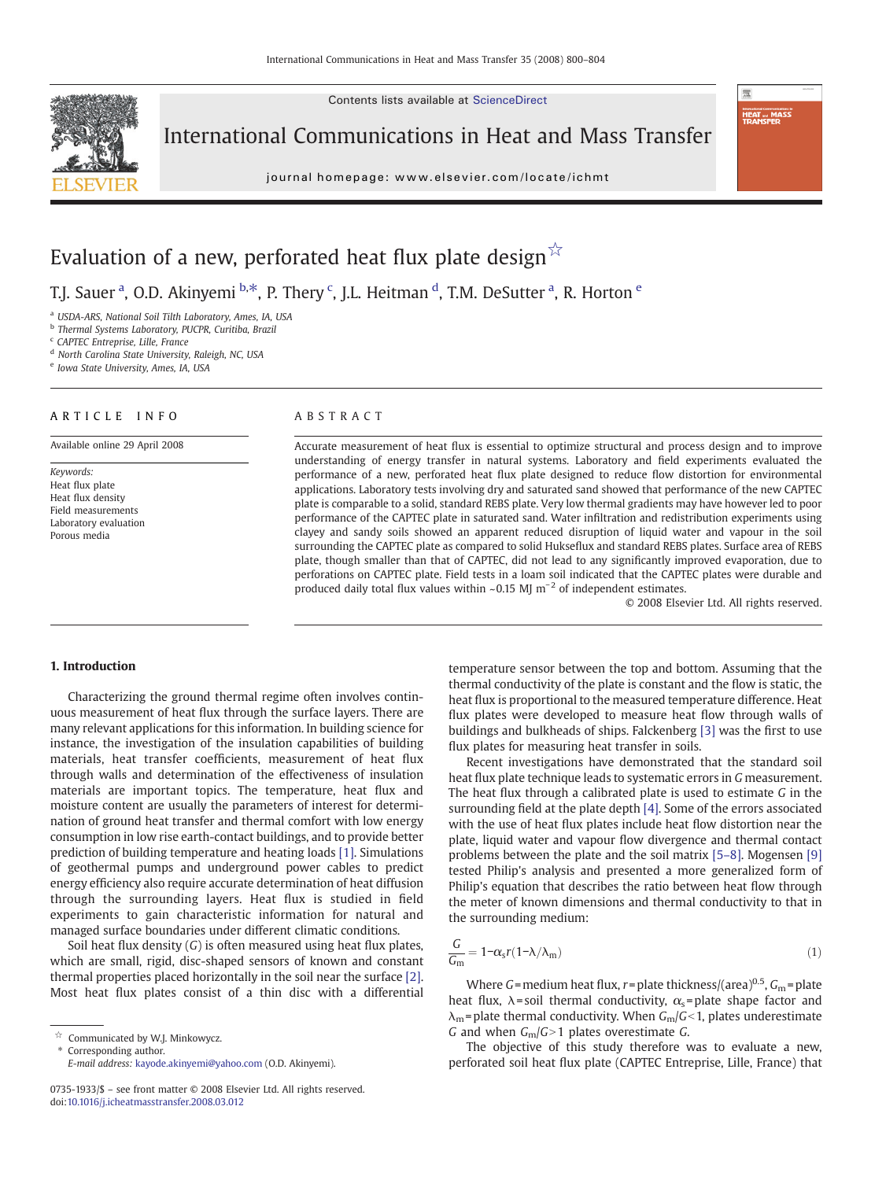Contents lists available at ScienceDirect

International Communications in Heat and Mass Transfer

journal homepage: www.elsevier.com/locate/ichmt

# Evaluation of a new, perforated heat flux plate design ☆

T.J. Sauer [a], O.D. Akinyemi [b,*], P. Thery [c], J.L. Heitman [d], T.M. DeSutter [a], R. Horton [e]

[a] USDA-ARS, National Soil Tilth Laboratory, Ames, IA, USA
[b] Thermal Systems Laboratory, PUCPR, Curitiba, Brazil
[c] CAPTEC Entreprise, Lille, France
[d] North Carolina State University, Raleigh, NC, USA
[e] Iowa State University, Ames, IA, USA

## ARTICLE INFO

Available online 29 April 2008

*Keywords:*
Heat flux plate
Heat flux density
Field measurements
Laboratory evaluation
Porous media

## ABSTRACT

Accurate measurement of heat flux is essential to optimize structural and process design and to improve understanding of energy transfer in natural systems. Laboratory and field experiments evaluated the performance of a new, perforated heat flux plate designed to reduce flow distortion for environmental applications. Laboratory tests involving dry and saturated sand showed that performance of the new CAPTEC plate is comparable to a solid, standard REBS plate. Very low thermal gradients may have however led to poor performance of the CAPTEC plate in saturated sand. Water infiltration and redistribution experiments using clayey and sandy soils showed an apparent reduced disruption of liquid water and vapour in the soil surrounding the CAPTEC plate as compared to solid Hukseflux and standard REBS plates. Surface area of REBS plate, though smaller than that of CAPTEC, did not lead to any significantly improved evaporation, due to perforations on CAPTEC plate. Field tests in a loam soil indicated that the CAPTEC plates were durable and produced daily total flux values within ~0.15 MJ m$^{-2}$ of independent estimates.

© 2008 Elsevier Ltd. All rights reserved.

## 1. Introduction

Characterizing the ground thermal regime often involves continuous measurement of heat flux through the surface layers. There are many relevant applications for this information. In building science for instance, the investigation of the insulation capabilities of building materials, heat transfer coefficients, measurement of heat flux through walls and determination of the effectiveness of insulation materials are important topics. The temperature, heat flux and moisture content are usually the parameters of interest for determination of ground heat transfer and thermal comfort with low energy consumption in low rise earth-contact buildings, and to provide better prediction of building temperature and heating loads [1]. Simulations of geothermal pumps and underground power cables to predict energy efficiency also require accurate determination of heat diffusion through the surrounding layers. Heat flux is studied in field experiments to gain characteristic information for natural and managed surface boundaries under different climatic conditions.

Soil heat flux density ($G$) is often measured using heat flux plates, which are small, rigid, disc-shaped sensors of known and constant thermal properties placed horizontally in the soil near the surface [2]. Most heat flux plates consist of a thin disc with a differential temperature sensor between the top and bottom. Assuming that the thermal conductivity of the plate is constant and the flow is static, the heat flux is proportional to the measured temperature difference. Heat flux plates were developed to measure heat flow through walls of buildings and bulkheads of ships. Falckenberg [3] was the first to use flux plates for measuring heat transfer in soils.

Recent investigations have demonstrated that the standard soil heat flux plate technique leads to systematic errors in $G$ measurement. The heat flux through a calibrated plate is used to estimate $G$ in the surrounding field at the plate depth [4]. Some of the errors associated with the use of heat flux plates include heat flow distortion near the plate, liquid water and vapour flow divergence and thermal contact problems between the plate and the soil matrix [5–8]. Mogensen [9] tested Philip's analysis and presented a more generalized form of Philip's equation that describes the ratio between heat flow through the meter of known dimensions and thermal conductivity to that in the surrounding medium:

$$\frac{G}{G_m} = 1 - \alpha_s r(1 - \lambda/\lambda_m) \tag{1}$$

Where $G$ = medium heat flux, $r$ = plate thickness/(area)$^{0.5}$, $G_m$ = plate heat flux, $\lambda$ = soil thermal conductivity, $\alpha_s$ = plate shape factor and $\lambda_m$ = plate thermal conductivity. When $G_m/G<1$, plates underestimate $G$ and when $G_m/G>1$ plates overestimate $G$.

The objective of this study therefore was to evaluate a new, perforated soil heat flux plate (CAPTEC Entreprise, Lille, France) that

☆ Communicated by W.J. Minkowycz.
\* Corresponding author.
E-mail address: kayode.akinyemi@yahoo.com (O.D. Akinyemi).

0735-1933/$ – see front matter © 2008 Elsevier Ltd. All rights reserved.
doi:10.1016/j.icheatmasstransfer.2008.03.012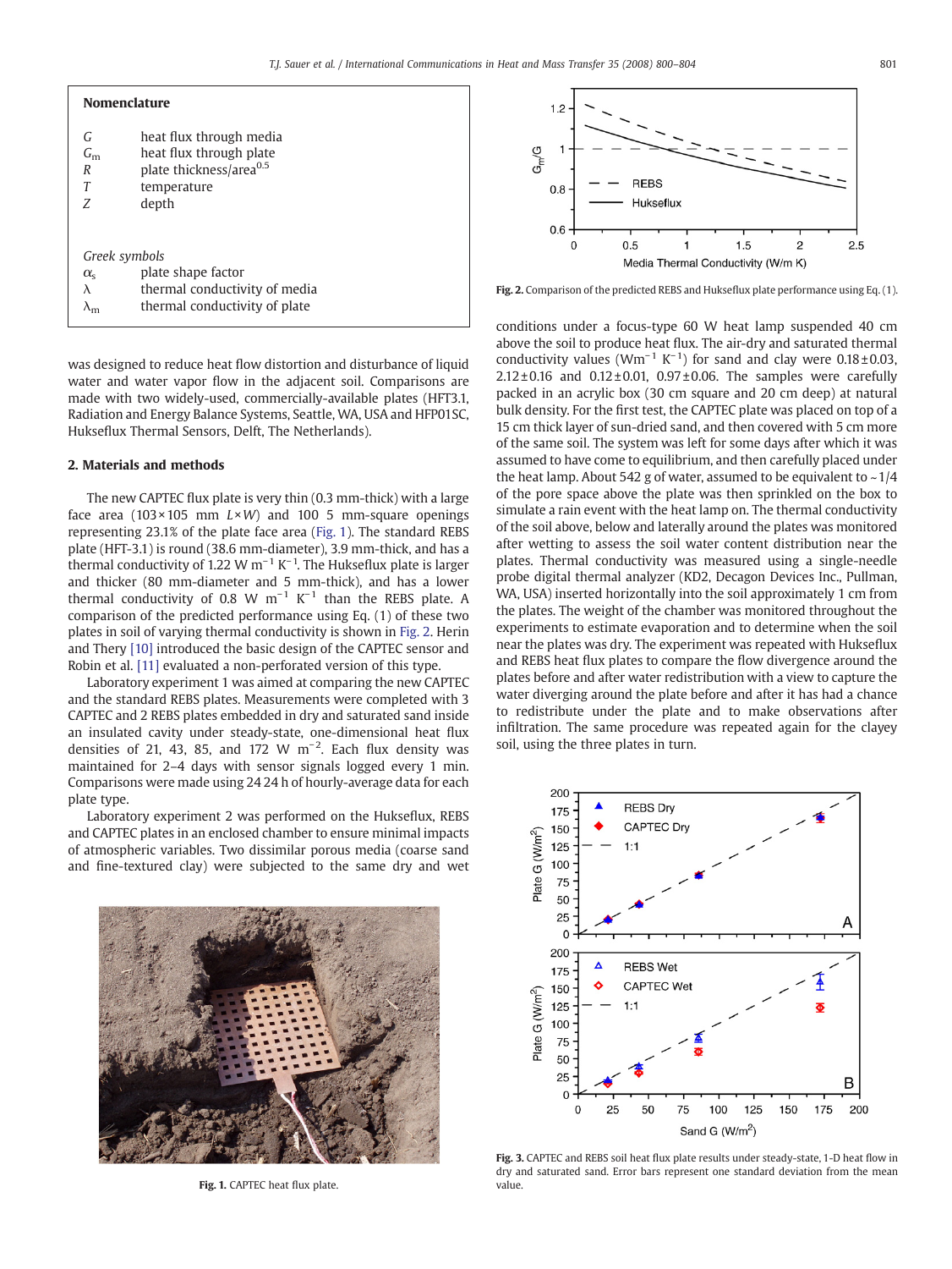## Nomenclature

| | |
|---|---|
| $G$ | heat flux through media |
| $G_m$ | heat flux through plate |
| $R$ | plate thickness/area$^{0.5}$ |
| $T$ | temperature |
| $Z$ | depth |

*Greek symbols*

| | |
|---|---|
| $\alpha_s$ | plate shape factor |
| $\lambda$ | thermal conductivity of media |
| $\lambda_m$ | thermal conductivity of plate |

was designed to reduce heat flow distortion and disturbance of liquid water and water vapor flow in the adjacent soil. Comparisons were made with two widely-used, commercially-available plates (HFT3.1, Radiation and Energy Balance Systems, Seattle, WA, USA and HFP01SC, Hukseflux Thermal Sensors, Delft, The Netherlands).

## 2. Materials and methods

The new CAPTEC flux plate is very thin (0.3 mm-thick) with a large face area (103×105 mm $L \times W$) and 100 5 mm-square openings representing 23.1% of the plate face area (Fig. 1). The standard REBS plate (HFT-3.1) is round (38.6 mm-diameter), 3.9 mm-thick, and has a thermal conductivity of 1.22 W m$^{-1}$ K$^{-1}$. The Hukseflux plate is larger and thicker (80 mm-diameter and 5 mm-thick), and has a lower thermal conductivity of 0.8 W m$^{-1}$ K$^{-1}$ than the REBS plate. A comparison of the predicted performance using Eq. (1) of these two plates in soil of varying thermal conductivity is shown in Fig. 2. Herin and Thery [10] introduced the basic design of the CAPTEC sensor and Robin et al. [11] evaluated a non-perforated version of the sensor.

Laboratory experiment 1 was aimed at comparing the new CAPTEC and the standard REBS plates. Measurements were completed with 3 CAPTEC and 2 REBS plates embedded in dry and saturated sand inside an insulated cavity under steady-state, one-dimensional heat flux densities of 21, 43, 85, and 172 W m$^{-2}$. Each flux density was maintained for 2–4 days with sensor signals logged every 1 min. Comparisons were made using 24 24 h of hourly-average data for each plate type.

Laboratory experiment 2 was performed on the Hukseflux, REBS and CAPTEC plates in an enclosed chamber to ensure minimal impacts of atmospheric variables. Two dissimilar porous media (coarse sand and fine-textured clay) were subjected to the same dry and wet

Fig. 1. CAPTEC heat flux plate.

Fig. 2. Comparison of the predicted REBS and Hukseflux plate performance using Eq. (1).

conditions under a focus-type 60 W heat lamp suspended 40 cm above the soil to produce heat flux. The air-dry and saturated thermal conductivity values (Wm$^{-1}$ K$^{-1}$) for sand and clay were 0.18±0.03, 2.12±0.16 and 0.12±0.01, 0.97±0.06. The samples were carefully packed in an acrylic box (30 cm square and 20 cm deep) at natural bulk density. For the first test, the CAPTEC plate was placed on top of a 15 cm thick layer of sun-dried sand, and then covered with 5 cm more of the same soil. The system was left for some days after which it was assumed to have come to equilibrium, and then carefully placed under the heat lamp. About 542 g of water, assumed to be equivalent to ~1/4 of the pore space above the plate was then sprinkled on the box to simulate a rain event with the heat lamp on. The thermal conductivity of the soil above, below and laterally around the plates was monitored after wetting to assess the soil water content distribution near the plates. Thermal conductivity was measured using a single-needle probe digital thermal analyzer (KD2, Decagon Devices Inc., Pullman, WA, USA) inserted horizontally into the soil approximately 1 cm from the plates. The weight of the chamber was monitored throughout the experiments to estimate evaporation and to determine when the soil near the plates was dry. The experiment was repeated with Hukseflux and REBS heat flux plates to compare the flow divergence around the plates before and after water redistribution with a view to capture the water diverging around the plate before and after it has had a chance to redistribute under the plate and to make observations after infiltration. The same procedure was repeated again for the clayey soil, using the three plates in turn.

Fig. 3. CAPTEC and REBS soil heat flux plate results under steady-state, 1-D heat flow in dry and saturated sand. Error bars represent one standard deviation from the mean value.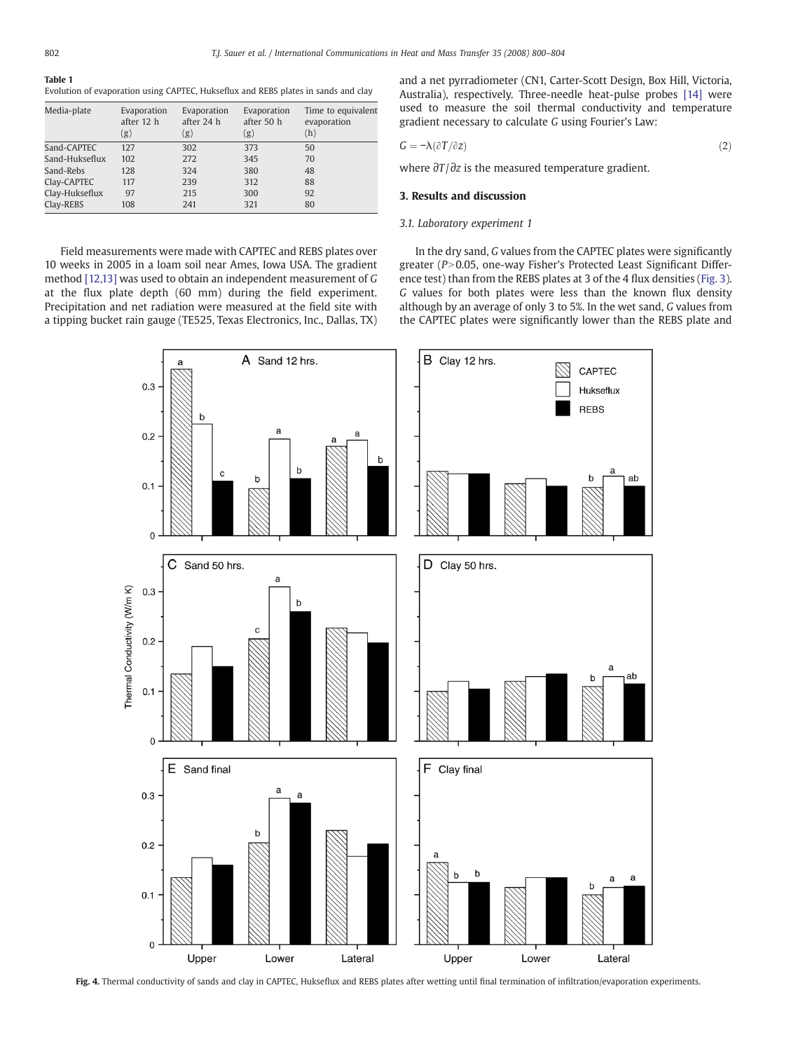**Table 1**
Evolution of evaporation using CAPTEC, Hukseflux and REBS plates in sands and clay

| Media-plate | Evaporation after 12 h (g) | Evaporation after 24 h (g) | Evaporation after 50 h (g) | Time to equivalent evaporation (h) |
|---|---|---|---|---|
| Sand-CAPTEC | 127 | 302 | 373 | 50 |
| Sand-Hukseflux | 102 | 272 | 345 | 70 |
| Sand-Rebs | 128 | 324 | 380 | 48 |
| Clay-CAPTEC | 117 | 239 | 312 | 88 |
| Clay-Hukseflux | 97 | 215 | 300 | 92 |
| Clay-REBS | 108 | 241 | 321 | 80 |

Field measurements were made with CAPTEC and REBS plates over 10 weeks in 2005 in a loam soil near Ames, Iowa USA. The gradient method [12,13] was used to obtain an independent measurement of $G$ at the flux plate depth (60 mm) during the field experiment. Precipitation and net radiation were measured at the field site with a tipping bucket rain gauge (TE525, Texas Electronics, Inc., Dallas, TX) and a net pyrradiometer (CN1, Carter-Scott Design, Box Hill, Victoria, Australia), respectively. Three-needle heat-pulse probes [14] were used to measure the soil thermal conductivity and temperature gradient necessary to calculate $G$ using Fourier's Law:

$$G = -\lambda(\partial T/\partial z) \tag{2}$$

where $\partial T/\partial z$ is the measured temperature gradient.

## 3. Results and discussion

### 3.1. Laboratory experiment 1

In the dry sand, $G$ values from the CAPTEC plates were significantly greater ($P>0.05$, one-way Fisher's Protected Least Significant Difference test) than from the REBS plates at 3 of the 4 flux densities (Fig. 3). $G$ values for both plates were less than the known flux density although by an average of only 3 to 5%. In the wet sand, $G$ values from the CAPTEC plates were significantly lower than the REBS plate and

**Fig. 4.** Thermal conductivity of sands and clay in CAPTEC, Hukseflux and REBS plates after wetting until final termination of infiltration/evaporation experiments.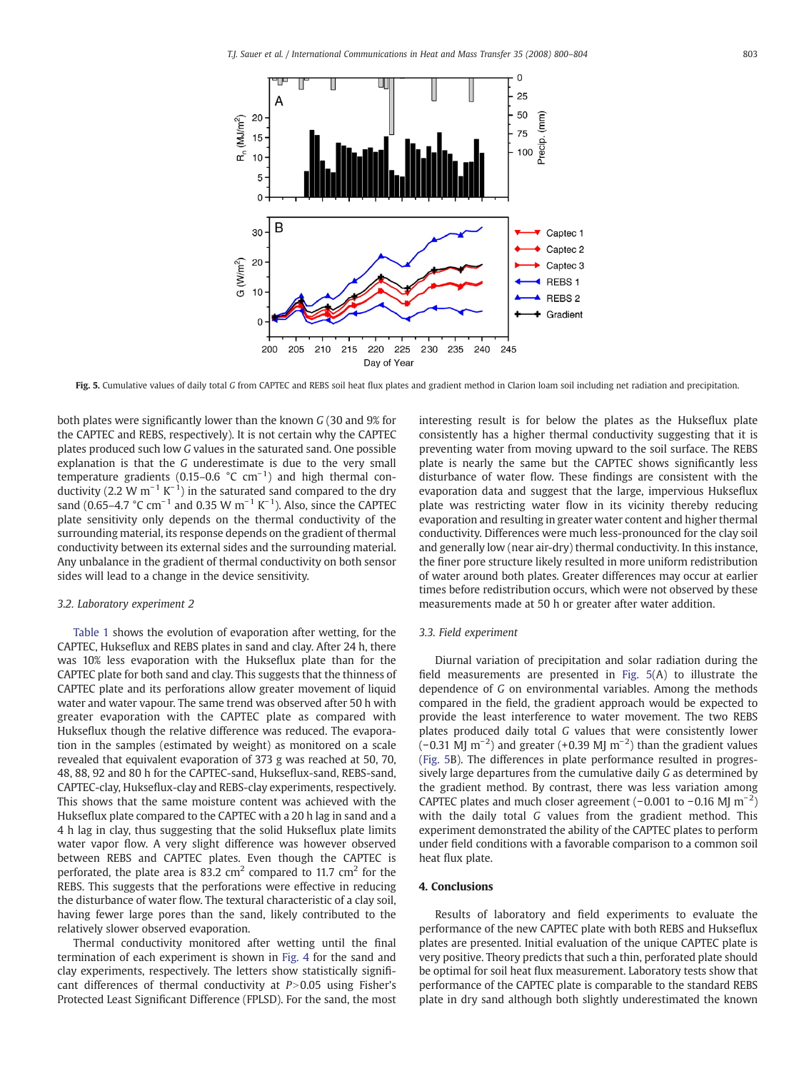Fig. 5. Cumulative values of daily total $G$ from CAPTEC and REBS soil heat flux plates and gradient method in Clarion loam soil including net radiation and precipitation.

both plates were significantly lower than the known $G$ (30 and 9% for the CAPTEC and REBS, respectively). It is not certain why the CAPTEC plates produced such low $G$ values in the saturated sand. One possible explanation is that the $G$ underestimate is due to the very small temperature gradients (0.15–0.6 °C $cm^{-1}$) and high thermal conductivity (2.2 W $m^{-1}$ $K^{-1}$) in the saturated sand compared to the dry sand (0.65–4.7 °C $cm^{-1}$ and 0.35 W $m^{-1}$ $K^{-1}$). Also, since the CAPTEC plate sensitivity only depends on the thermal conductivity of the surrounding material, its response depends on the gradient of thermal conductivity between its external sides and the surrounding material. Any unbalance in the gradient of the thermal conductivity on both sensor sides will lead to a change in the device sensitivity.

### 3.2. Laboratory experiment 2

Table 1 shows the evolution of evaporation after wetting, for the CAPTEC, Hukseflux and REBS plates in sand and clay. After 24 h, there was 10% less evaporation with the Hukseflux plate than for the CAPTEC plate for both sand and clay. This suggests that the thinness of CAPTEC plate and its perforations allow greater movement of liquid water and water vapour. The same trend was observed after 50 h with greater evaporation with the CAPTEC plate as compared with Hukseflux though the relative difference was reduced. The evaporation in the samples (estimated by weight) as monitored on a scale revealed that equivalent evaporation of 373 g was reached at 50, 70, 48, 88, 92 and 80 h for the CAPTEC-sand, Hukseflux-sand, REBS-sand, CAPTEC-clay, Hukseflux-clay and REBS-clay experiments, respectively. This shows that the same moisture content was achieved with the Hukseflux plate compared to the CAPTEC with a 20 h lag in sand and a 4 h lag in clay, thus suggesting that the solid Hukseflux plate limits water vapor flow. A very slight difference was however observed between REBS and CAPTEC plates. Even though the CAPTEC is perforated, the plate area is 83.2 $cm^2$ compared to 11.7 $cm^2$ for the REBS. This suggests that the perforations were effective in reducing the disturbance of water flow. The textural characteristic of a clay soil, having fewer large pores than the sand, likely contributed to the relatively slower observed evaporation.

Thermal conductivity monitored after wetting until the final termination of each experiment is shown in Fig. 4 for the sand and clay experiments, respectively. The letters show statistically significant differences of thermal conductivity at $P>0.05$ using Fisher's Protected Least Significant Difference (FPLSD). For the sand, the most interesting result is for below the plates as the Hukseflux plate consistently has a higher thermal conductivity suggesting that it is preventing water from moving upward to the soil surface. The REBS plate is nearly the same but the CAPTEC shows significantly less disturbance of water flow in its vicinity thereby reducing evaporation and resulting in greater water content and higher thermal conductivity. These findings are consistent with the evaporation data and suggest that the large, impervious Hukseflux plate was restricting water flow in its vicinity thereby reducing evaporation and resulting in greater water content and higher thermal conductivity. Differences were much less-pronounced for the clay soil and generally low (near air-dry) thermal conductivity. In this instance, the finer pore structure likely resulted in more uniform redistribution of water around both plates. Greater differences may occur at earlier times before redistribution occurs, which were not observed by these measurements made at 50 h or greater after water addition.

### 3.3. Field experiment

Diurnal variation of precipitation and solar radiation during the field measurements are presented in Fig. 5(A) to illustrate the dependence of $G$ on environmental variables. Among the methods compared in the field, the gradient approach would be expected to provide the least interference to water movement. The two REBS plates produced daily total $G$ values that were consistently lower (−0.31 MJ $m^{-2}$) and greater (+0.39 MJ $m^{-2}$) than the gradient values (Fig. 5B). The differences in plate performance resulted in progressively large departures from the cumulative daily $G$ as determined by the gradient method. By contrast, there was less variation among CAPTEC plates and much closer agreement (−0.001 to −0.16 MJ $m^{-2}$) with the daily total $G$ values from the gradient method. This experiment demonstrated the ability of the CAPTEC plates to perform under field conditions with a favorable comparison to a common soil heat flux plate.

## 4. Conclusions

Results of laboratory and field experiments to evaluate the performance of the new CAPTEC plate with both REBS and Hukseflux plates are presented. Initial evaluation of the unique CAPTEC plate is very positive. Theory predicts that such a thin, perforated plate should be optimal for soil heat flux measurement. Laboratory tests show that performance of the CAPTEC plate is comparable to the standard REBS plate in dry sand although both slightly underestimated the known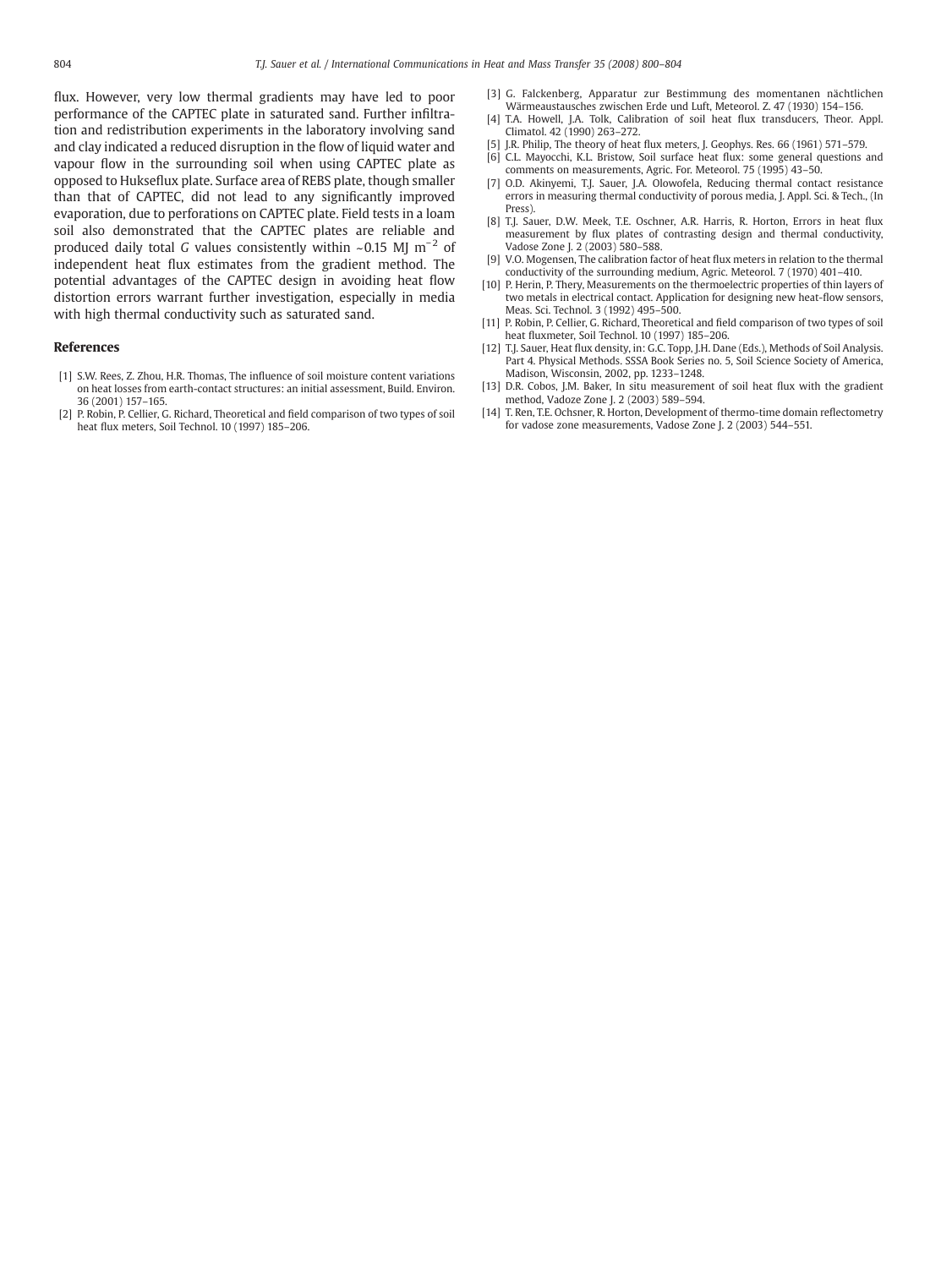flux. However, very low thermal gradients may have led to poor performance of the CAPTEC plate in saturated sand. Further infiltration and redistribution experiments in the laboratory involving sand and clay indicated a reduced disruption in the flow of liquid water and vapour flow in the surrounding soil when using CAPTEC plate as opposed to Hukseflux plate. Surface area of REBS plate, though smaller than that of CAPTEC, did not lead to any significantly improved evaporation, due to perforations on CAPTEC plate. Field tests in a loam soil also demonstrated that the CAPTEC plates are reliable and produced daily total $G$ values consistently within ~0.15 MJ $m^{-2}$ of independent heat flux estimates from the gradient method. The potential advantages of the CAPTEC design in avoiding heat flow distortion errors warrant further investigation, especially in media with high thermal conductivity such as saturated sand.

## References

[1] S.W. Rees, Z. Zhou, H.R. Thomas, The influence of soil moisture content variations on heat losses from earth-contact structures: an initial assessment, Build. Environ. 36 (2001) 157–165.

[2] P. Robin, P. Cellier, G. Richard, Theoretical and field comparison of two types of soil heat flux meters, Soil Technol. 10 (1997) 185–206.

[3] G. Falckenberg, Apparatur zur Bestimmung des momentanen nächtlichen Wärmeaustausches zwischen Erde und Luft, Meteorol. Z. 47 (1930) 154–156.

[4] T.A. Howell, J.A. Tolk, Calibration of soil heat flux transducers, Theor. Appl. Climatol. 42 (1990) 263–272.

[5] J.R. Philip, The theory of heat flux meters, J. Geophys. Res. 66 (1961) 571–579.

[6] C.L. Mayocchi, K.L. Bristow, Soil surface heat flux: some general questions and comments on measurements, Agric. For. Meteorol. 75 (1995) 43–50.

[7] O.D. Akinyemi, T.J. Sauer, J.A. Olowofela, Reducing thermal contact resistance errors in measuring thermal conductivity of porous media, J. Appl. Sci. & Tech., (In Press).

[8] T.J. Sauer, D.W. Meek, T.E. Oschner, A.R. Harris, R. Horton, Errors in heat flux measurement by flux plates of contrasting design and thermal conductivity, Vadose Zone J. 2 (2003) 580–588.

[9] V.O. Mogensen, The calibration factor of heat flux meters in relation to the thermal conductivity of the surrounding medium, Agric. Meteorol. 7 (1970) 401–410.

[10] P. Herin, P. Thery, Measurements on the thermoelectric properties of thin layers of two metals in electrical contact. Application for designing new heat-flow sensors, Meas. Sci. Technol. 3 (1992) 495–500.

[11] P. Robin, P. Cellier, G. Richard, Theoretical and field comparison of two types of soil heat fluxmeter, Soil Technol. 10 (1997) 185–206.

[12] T.J. Sauer, Heat flux density, in: G.C. Topp, J.H. Dane (Eds.), Methods of Soil Analysis. Part 4. Physical Methods. SSSA Book Series no. 5, Soil Science Society of America, Madison, Wisconsin, 2002, pp. 1233–1248.

[13] D.R. Cobos, J.M. Baker, In situ measurement of soil heat flux with the gradient method, Vadoze Zone J. 2 (2003) 589–594.

[14] T. Ren, T.E. Ochsner, R. Horton, Development of thermo-time domain reflectometry for vadose zone measurements, Vadose Zone J. 2 (2003) 544–551.